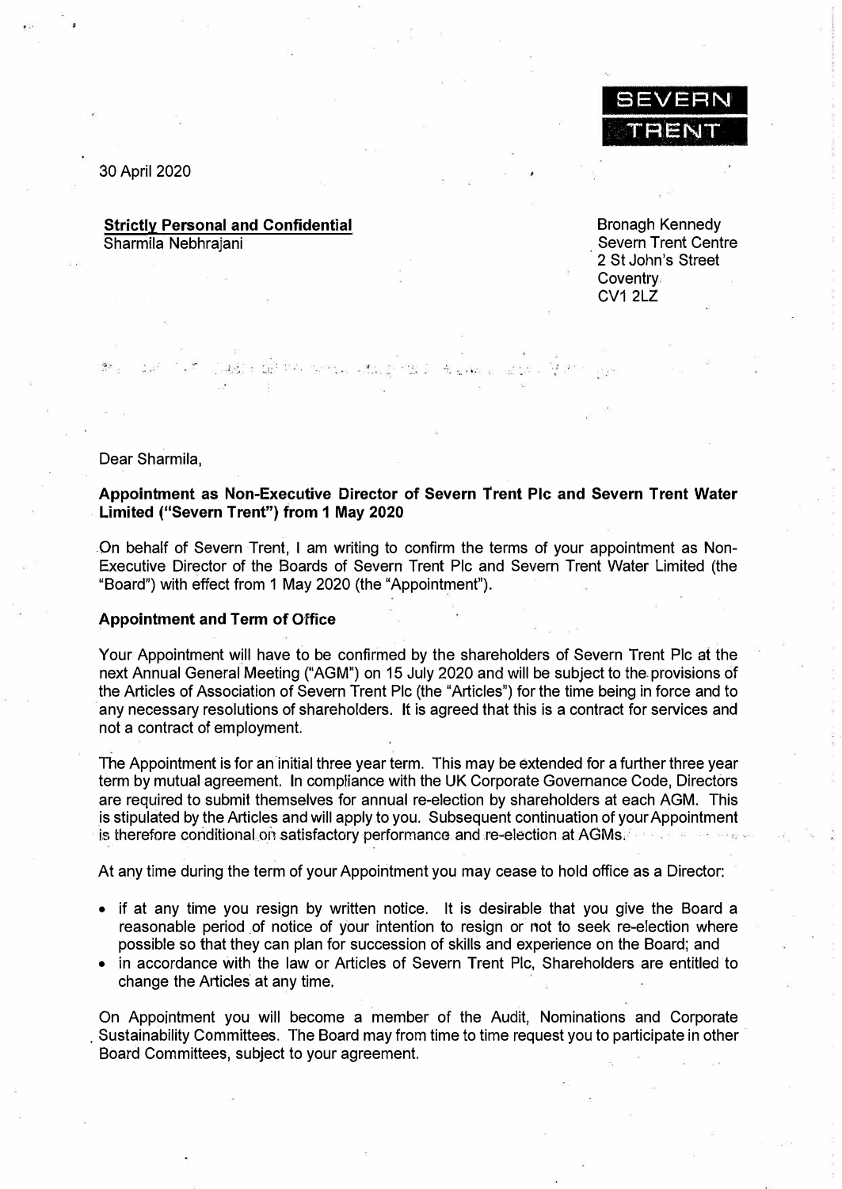SEVERN TRENT

30 April 2020

**Strictly Personal and Confidential**
Sharmila Nebhrajani

Bronagh Kennedy
Severn Trent Centre
2 St John's Street
Coventry
CV1 2LZ

Dear Sharmila,

**Appointment as Non-Executive Director of Severn Trent Plc and Severn Trent Water Limited ("Severn Trent") from 1 May 2020**

On behalf of Severn Trent, I am writing to confirm the terms of your appointment as Non-Executive Director of the Boards of Severn Trent Plc and Severn Trent Water Limited (the "Board") with effect from 1 May 2020 (the "Appointment").

**Appointment and Term of Office**

Your Appointment will have to be confirmed by the shareholders of Severn Trent Plc at the next Annual General Meeting ("AGM") on 15 July 2020 and will be subject to the provisions of the Articles of Association of Severn Trent Plc (the "Articles") for the time being in force and to any necessary resolutions of shareholders. It is agreed that this is a contract for services and not a contract of employment.

The Appointment is for an initial three year term. This may be extended for a further three year term by mutual agreement. In compliance with the UK Corporate Governance Code, Directors are required to submit themselves for annual re-election by shareholders at each AGM. This is stipulated by the Articles and will apply to you. Subsequent continuation of your Appointment is therefore conditional on satisfactory performance and re-election at AGMs.

At any time during the term of your Appointment you may cease to hold office as a Director:

- if at any time you resign by written notice. It is desirable that you give the Board a reasonable period of notice of your intention to resign or not to seek re-election where possible so that they can plan for succession of skills and experience on the Board; and
- in accordance with the law or Articles of Severn Trent Plc, Shareholders are entitled to change the Articles at any time.

On Appointment you will become a member of the Audit, Nominations and Corporate Sustainability Committees. The Board may from time to time request you to participate in other Board Committees, subject to your agreement.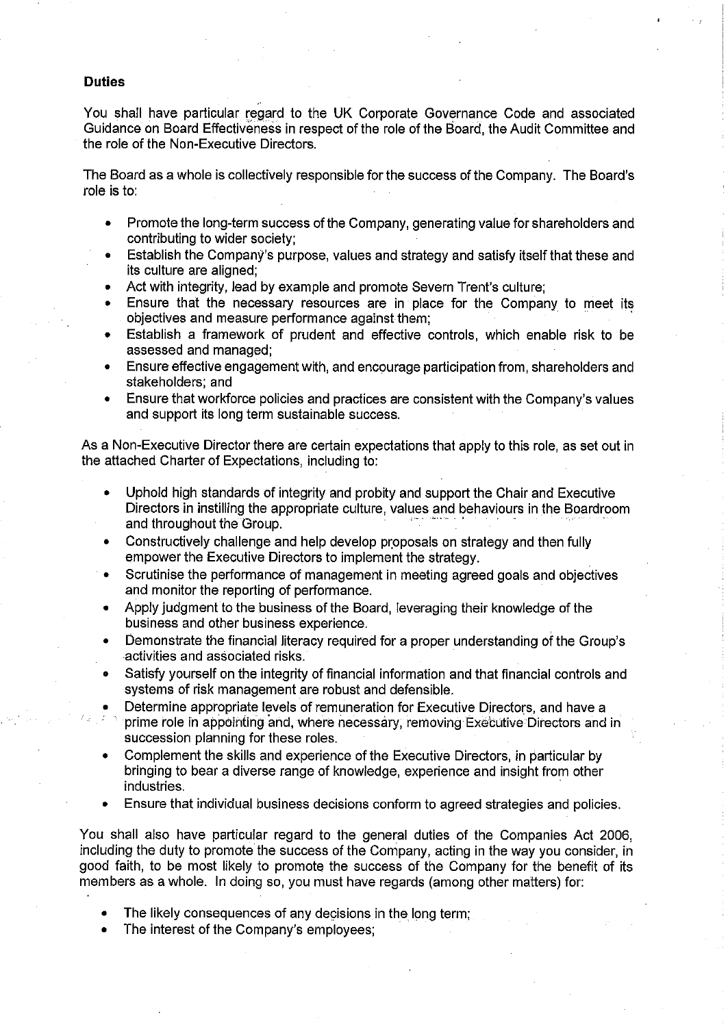**Duties**

You shall have particular regard to the UK Corporate Governance Code and associated Guidance on Board Effectiveness in respect of the role of the Board, the Audit Committee and the role of the Non-Executive Directors.

The Board as a whole is collectively responsible for the success of the Company. The Board's role is to:

- Promote the long-term success of the Company, generating value for shareholders and contributing to wider society;
- Establish the Company's purpose, values and strategy and satisfy itself that these and its culture are aligned;
- Act with integrity, lead by example and promote Severn Trent's culture;
- Ensure that the necessary resources are in place for the Company to meet its objectives and measure performance against them;
- Establish a framework of prudent and effective controls, which enable risk to be assessed and managed;
- Ensure effective engagement with, and encourage participation from, shareholders and stakeholders; and
- Ensure that workforce policies and practices are consistent with the Company's values and support its long term sustainable success.

As a Non-Executive Director there are certain expectations that apply to this role, as set out in the attached Charter of Expectations, including to:

- Uphold high standards of integrity and probity and support the Chair and Executive Directors in instilling the appropriate culture, values and behaviours in the Boardroom and throughout the Group.
- Constructively challenge and help develop proposals on strategy and then fully empower the Executive Directors to implement the strategy.
- Scrutinise the performance of management in meeting agreed goals and objectives and monitor the reporting of performance.
- Apply judgment to the business of the Board, leveraging their knowledge of the business and other business experience.
- Demonstrate the financial literacy required for a proper understanding of the Group's activities and associated risks.
- Satisfy yourself on the integrity of financial information and that financial controls and systems of risk management are robust and defensible.
- Determine appropriate levels of remuneration for Executive Directors, and have a prime role in appointing and, where necessary, removing Executive Directors and in succession planning for these roles.
- Complement the skills and experience of the Executive Directors, in particular by bringing to bear a diverse range of knowledge, experience and insight from other industries.
- Ensure that individual business decisions conform to agreed strategies and policies.

You shall also have particular regard to the general duties of the Companies Act 2006, including the duty to promote the success of the Company, acting in the way you consider, in good faith, to be most likely to promote the success of the Company for the benefit of its members as a whole. In doing so, you must have regards (among other matters) for:

- The likely consequences of any decisions in the long term;
- The interest of the Company's employees;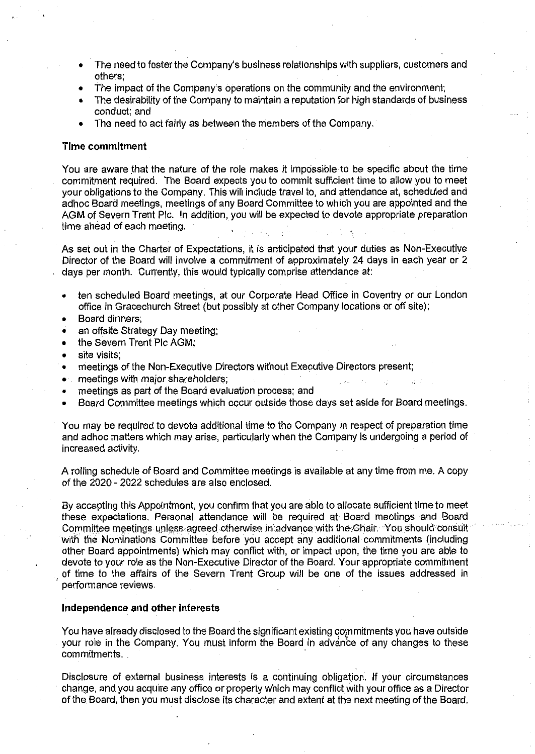- The need to foster the Company's business relationships with suppliers, customers and others;
- The impact of the Company's operations on the community and the environment;
- The desirability of the Company to maintain a reputation for high standards of business conduct; and
- The need to act fairly as between the members of the Company.

**Time commitment**

You are aware that the nature of the role makes it impossible to be specific about the time commitment required. The Board expects you to commit sufficient time to allow you to meet your obligations to the Company. This will include travel to, and attendance at, scheduled and adhoc Board meetings, meetings of any Board Committee to which you are appointed and the AGM of Severn Trent Plc. In addition, you will be expected to devote appropriate preparation time ahead of each meeting.

As set out in the Charter of Expectations, it is anticipated that your duties as Non-Executive Director of the Board will involve a commitment of approximately 24 days in each year or 2 days per month. Currently, this would typically comprise attendance at:

- ten scheduled Board meetings, at our Corporate Head Office in Coventry or our London office in Gracechurch Street (but possibly at other Company locations or off site);
- Board dinners;
- an offsite Strategy Day meeting;
- the Severn Trent Plc AGM;
- site visits;
- meetings of the Non-Executive Directors without Executive Directors present;
- meetings with major shareholders;
- meetings as part of the Board evaluation process; and
- Board Committee meetings which occur outside those days set aside for Board meetings.

You may be required to devote additional time to the Company in respect of preparation time and adhoc matters which may arise, particularly when the Company is undergoing a period of increased activity.

A rolling schedule of Board and Committee meetings is available at any time from me. A copy of the 2020 - 2022 schedules are also enclosed.

By accepting this Appointment, you confirm that you are able to allocate sufficient time to meet these expectations. Personal attendance will be required at Board meetings and Board Committee meetings unless agreed otherwise in advance with the Chair. You should consult with the Nominations Committee before you accept any additional commitments (including other Board appointments) which may conflict with, or impact upon, the time you are able to devote to your role as the Non-Executive Director of the Board. Your appropriate commitment of time to the affairs of the Severn Trent Group will be one of the issues addressed in performance reviews.

**Independence and other interests**

You have already disclosed to the Board the significant existing commitments you have outside your role in the Company. You must inform the Board in advance of any changes to these commitments.

Disclosure of external business interests is a continuing obligation. If your circumstances change, and you acquire any office or property which may conflict with your office as a Director of the Board, then you must disclose its character and extent at the next meeting of the Board.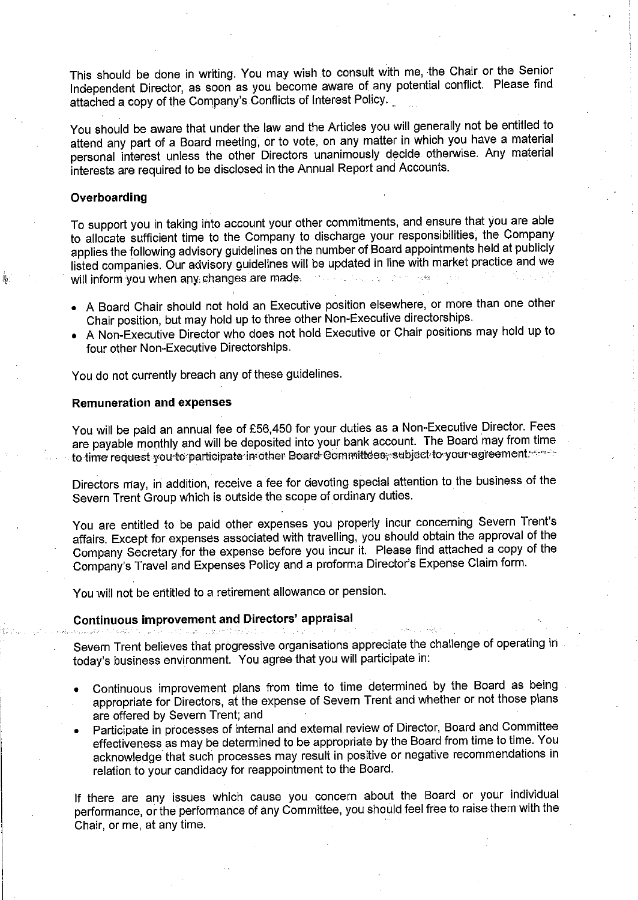This should be done in writing. You may wish to consult with me, the Chair or the Senior Independent Director, as soon as you become aware of any potential conflict. Please find attached a copy of the Company's Conflicts of Interest Policy.

You should be aware that under the law and the Articles you will generally not be entitled to attend any part of a Board meeting, or to vote, on any matter in which you have a material personal interest unless the other Directors unanimously decide otherwise. Any material interests are required to be disclosed in the Annual Report and Accounts.

**Overboarding**

To support you in taking into account your other commitments, and ensure that you are able to allocate sufficient time to the Company to discharge your responsibilities, the Company applies the following advisory guidelines on the number of Board appointments held at publicly listed companies. Our advisory guidelines will be updated in line with market practice and we will inform you when any changes are made.

- A Board Chair should not hold an Executive position elsewhere, or more than one other Chair position, but may hold up to three other Non-Executive directorships.
- A Non-Executive Director who does not hold Executive or Chair positions may hold up to four other Non-Executive Directorships.

You do not currently breach any of these guidelines.

**Remuneration and expenses**

You will be paid an annual fee of £56,450 for your duties as a Non-Executive Director. Fees are payable monthly and will be deposited into your bank account. The Board may from time to time request you to participate in other Board Committees, subject to your agreement.

Directors may, in addition, receive a fee for devoting special attention to the business of the Severn Trent Group which is outside the scope of ordinary duties.

You are entitled to be paid other expenses you properly incur concerning Severn Trent's affairs. Except for expenses associated with travelling, you should obtain the approval of the Company Secretary for the expense before you incur it. Please find attached a copy of the Company's Travel and Expenses Policy and a proforma Director's Expense Claim form.

You will not be entitled to a retirement allowance or pension.

**Continuous improvement and Directors' appraisal**

Severn Trent believes that progressive organisations appreciate the challenge of operating in today's business environment. You agree that you will participate in:

- Continuous improvement plans from time to time determined by the Board as being appropriate for Directors, at the expense of Severn Trent and whether or not those plans are offered by Severn Trent; and
- Participate in processes of internal and external review of Director, Board and Committee effectiveness as may be determined to be appropriate by the Board from time to time. You acknowledge that such processes may result in positive or negative recommendations in relation to your candidacy for reappointment to the Board.

If there are any issues which cause you concern about the Board or your individual performance, or the performance of any Committee, you should feel free to raise them with the Chair, or me, at any time.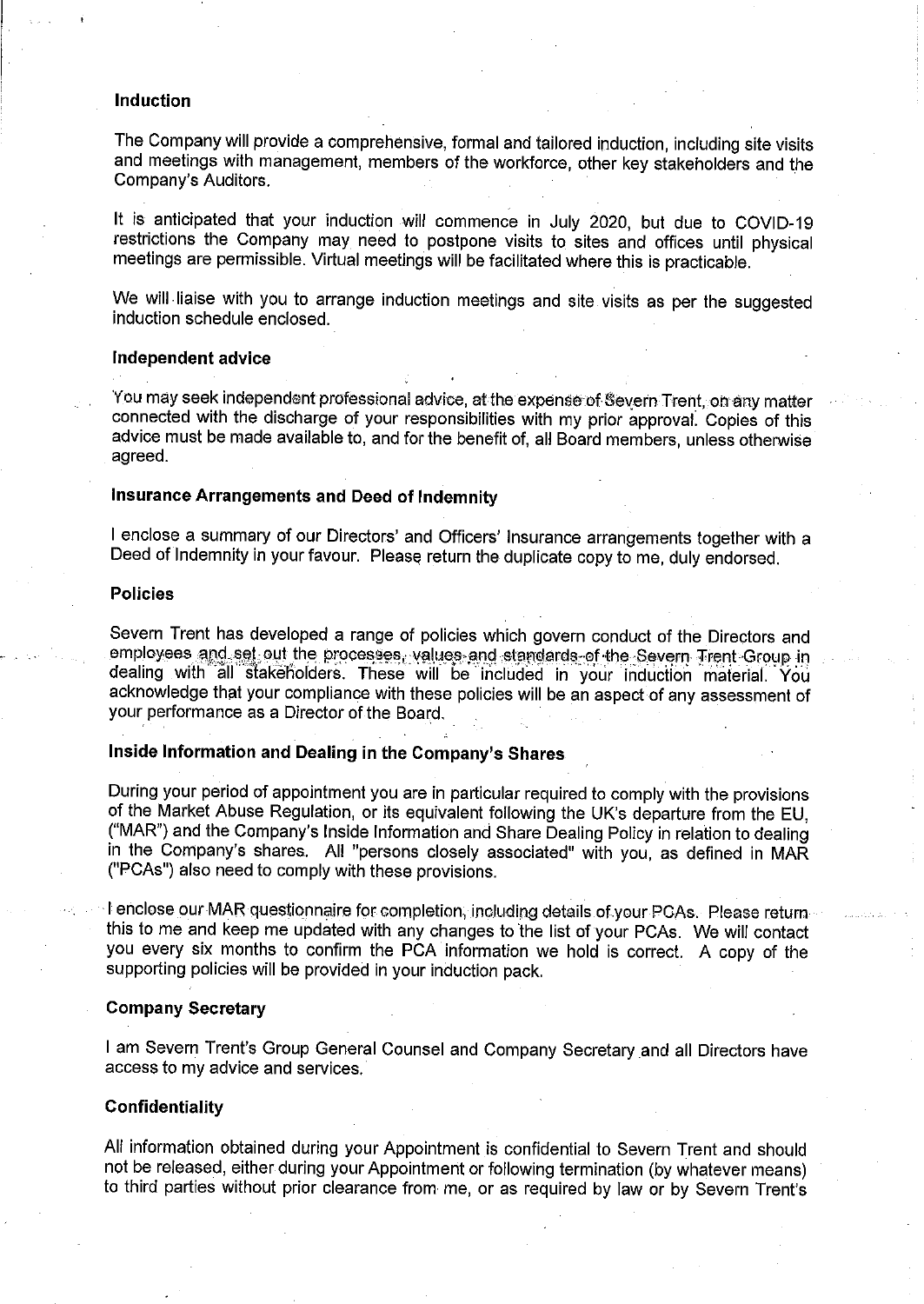**Induction**

The Company will provide a comprehensive, formal and tailored induction, including site visits and meetings with management, members of the workforce, other key stakeholders and the Company's Auditors.

It is anticipated that your induction will commence in July 2020, but due to COVID-19 restrictions the Company may need to postpone visits to sites and offices until physical meetings are permissible. Virtual meetings will be facilitated where this is practicable.

We will liaise with you to arrange induction meetings and site visits as per the suggested induction schedule enclosed.

**Independent advice**

You may seek independent professional advice, at the expense of Severn Trent, on any matter connected with the discharge of your responsibilities with my prior approval. Copies of this advice must be made available to, and for the benefit of, all Board members, unless otherwise agreed.

**Insurance Arrangements and Deed of Indemnity**

I enclose a summary of our Directors' and Officers' Insurance arrangements together with a Deed of Indemnity in your favour. Please return the duplicate copy to me, duly endorsed.

**Policies**

Severn Trent has developed a range of policies which govern conduct of the Directors and employees and set out the processes, values and standards of the Severn Trent Group in dealing with all stakeholders. These will be included in your induction material. You acknowledge that your compliance with these policies will be an aspect of any assessment of your performance as a Director of the Board.

**Inside Information and Dealing in the Company's Shares**

During your period of appointment you are in particular required to comply with the provisions of the Market Abuse Regulation, or its equivalent following the UK's departure from the EU, ("MAR") and the Company's Inside Information and Share Dealing Policy in relation to dealing in the Company's shares. All "persons closely associated" with you, as defined in MAR ("PCAs") also need to comply with these provisions.

I enclose our MAR questionnaire for completion, including details of your PCAs. Please return this to me and keep me updated with any changes to the list of your PCAs. We will contact you every six months to confirm the PCA information we hold is correct. A copy of the supporting policies will be provided in your induction pack.

**Company Secretary**

I am Severn Trent's Group General Counsel and Company Secretary and all Directors have access to my advice and services.

**Confidentiality**

All information obtained during your Appointment is confidential to Severn Trent and should not be released, either during your Appointment or following termination (by whatever means) to third parties without prior clearance from me, or as required by law or by Severn Trent's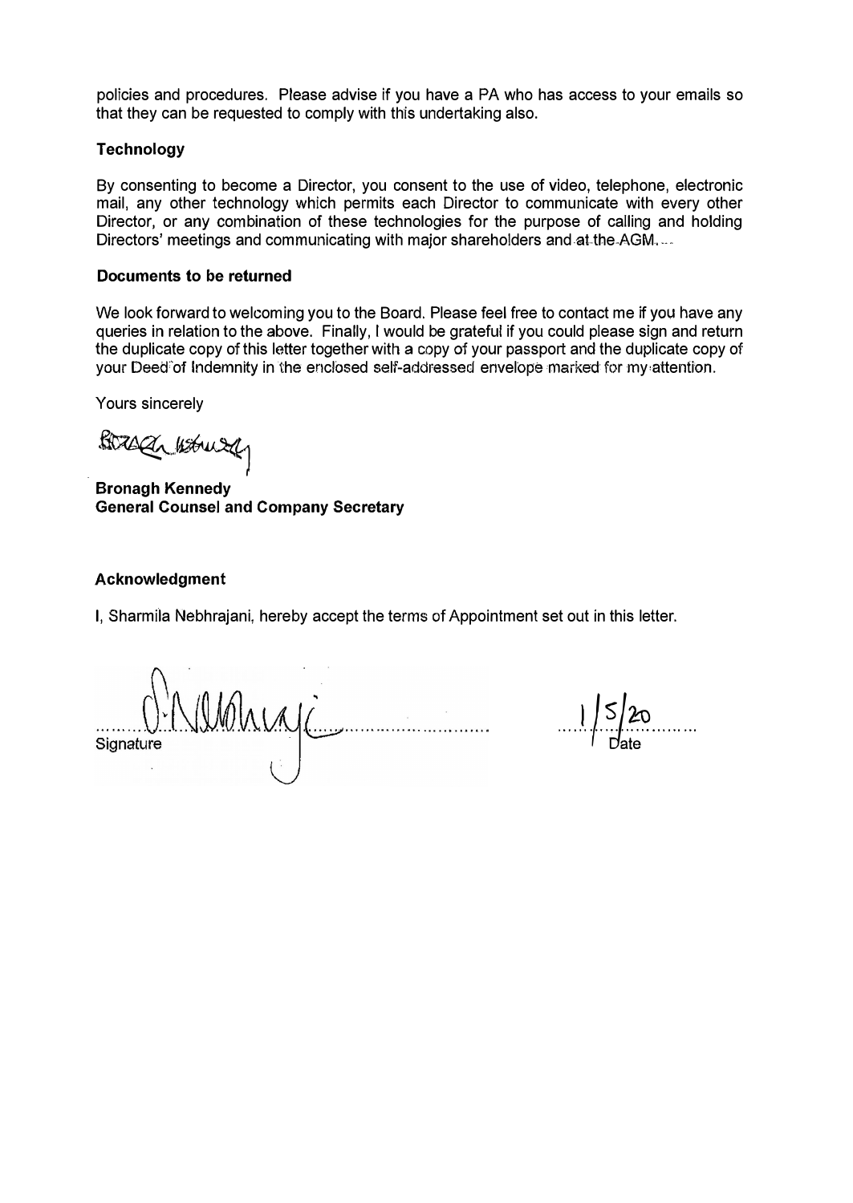policies and procedures. Please advise if you have a PA who has access to your emails so that they can be requested to comply with this undertaking also.

**Technology**

By consenting to become a Director, you consent to the use of video, telephone, electronic mail, any other technology which permits each Director to communicate with every other Director, or any combination of these technologies for the purpose of calling and holding Directors' meetings and communicating with major shareholders and at the AGM.

**Documents to be returned**

We look forward to welcoming you to the Board. Please feel free to contact me if you have any queries in relation to the above. Finally, I would be grateful if you could please sign and return the duplicate copy of this letter together with a copy of your passport and the duplicate copy of your Deed of Indemnity in the enclosed self-addressed envelope marked for my attention.

Yours sincerely

**Bronagh Kennedy**
**General Counsel and Company Secretary**

**Acknowledgment**

I, Sharmila Nebhrajani, hereby accept the terms of Appointment set out in this letter.

............................................................
Signature

1/5/20
Date